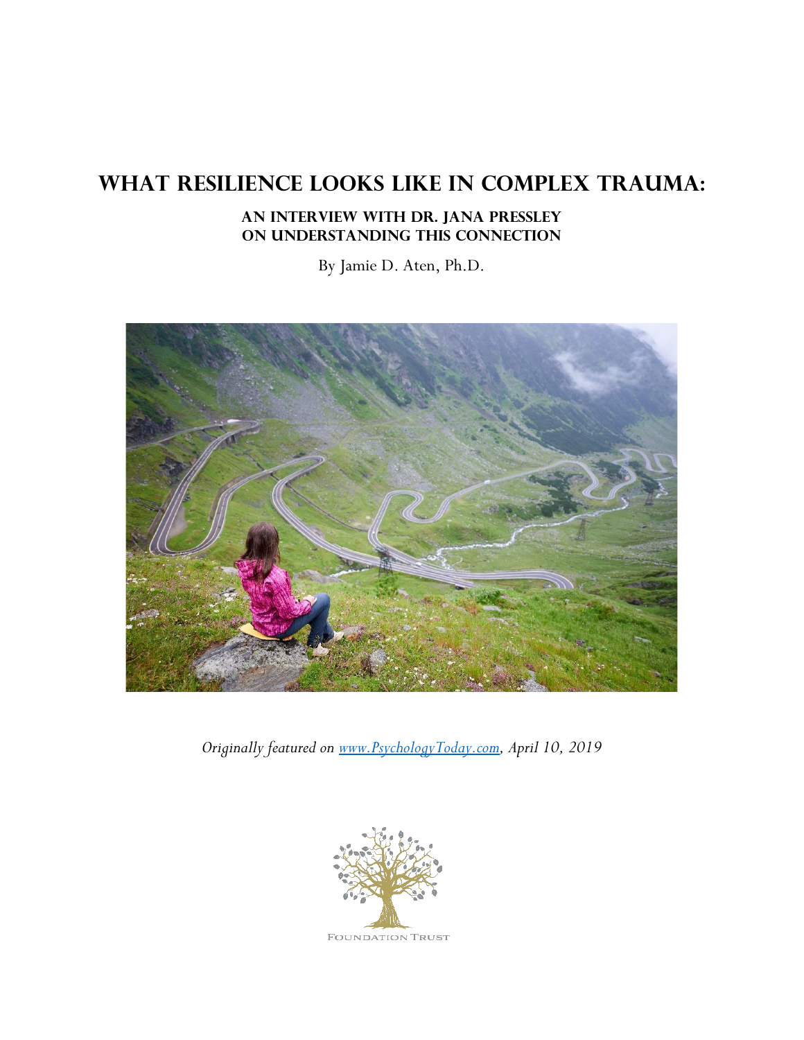# What Resilience Looks Like in Complex Trauma:

## An Interview with Dr. Jana Pressley on Understanding This Connection

By Jamie D. Aten, Ph.D.

*Originally featured on [www.PsychologyToday.com](www.PsychologyToday.com), April 10, 2019*

Foundation Trust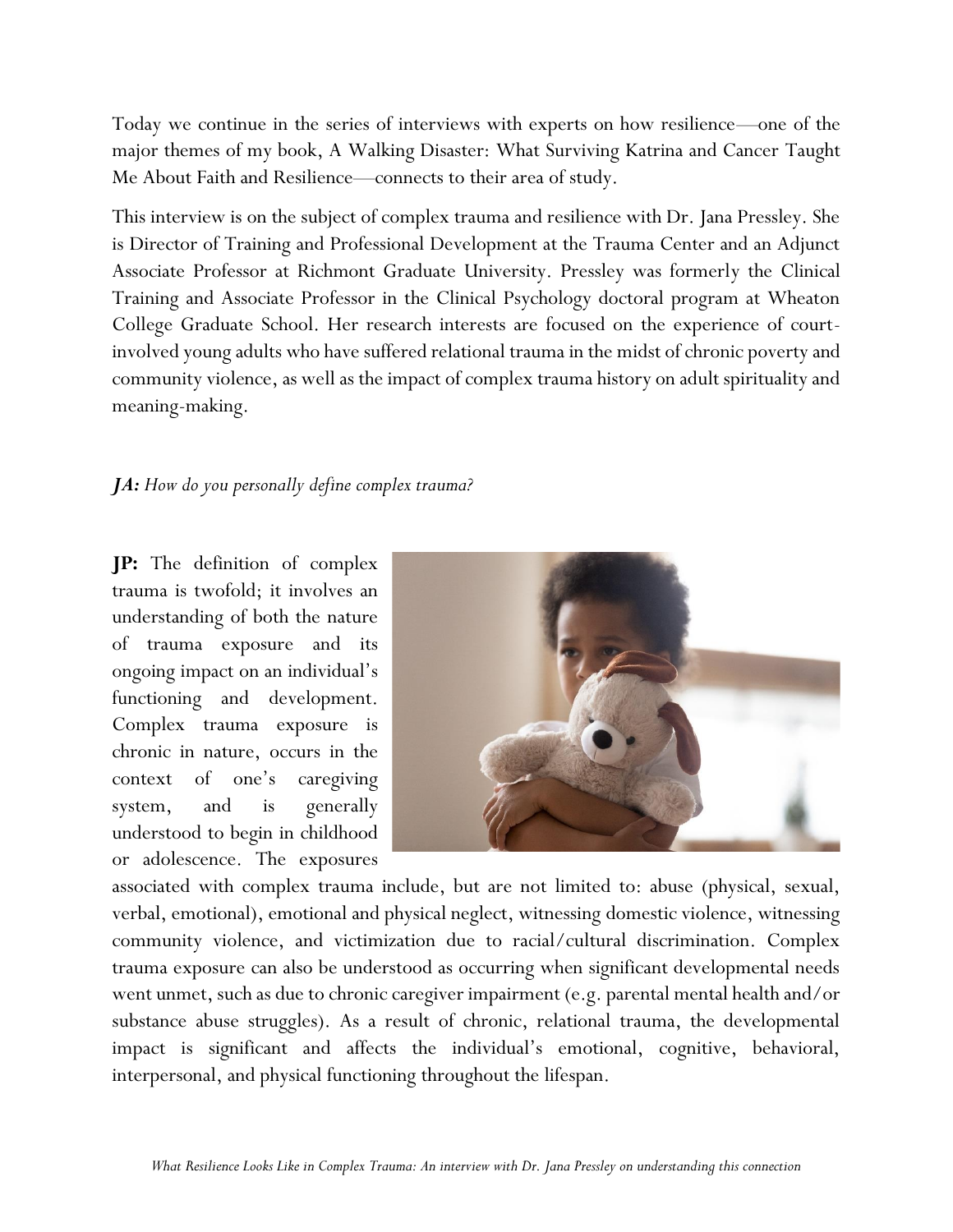Today we continue in the series of interviews with experts on how resilience—one of the major themes of my book, A Walking Disaster: What Surviving Katrina and Cancer Taught Me About Faith and Resilience—connects to their area of study.

This interview is on the subject of complex trauma and resilience with Dr. Jana Pressley. She is Director of Training and Professional Development at the Trauma Center and an Adjunct Associate Professor at Richmont Graduate University. Pressley was formerly the Clinical Training and Associate Professor in the Clinical Psychology doctoral program at Wheaton College Graduate School. Her research interests are focused on the experience of court-involved young adults who have suffered relational trauma in the midst of chronic poverty and community violence, as well as the impact of complex trauma history on adult spirituality and meaning-making.

***JA:*** *How do you personally define complex trauma?*

**JP:** The definition of complex trauma is twofold; it involves an understanding of both the nature of trauma exposure and its ongoing impact on an individual's functioning and development. Complex trauma exposure is chronic in nature, occurs in the context of one's caregiving system, and is generally understood to begin in childhood or adolescence. The exposures associated with complex trauma include, but are not limited to: abuse (physical, sexual, verbal, emotional), emotional and physical neglect, witnessing domestic violence, witnessing community violence, and victimization due to racial/cultural discrimination. Complex trauma exposure can also be understood as occurring when significant developmental needs went unmet, such as due to chronic caregiver impairment (e.g. parental mental health and/or substance abuse struggles). As a result of chronic, relational trauma, the developmental impact is significant and affects the individual's emotional, cognitive, behavioral, interpersonal, and physical functioning throughout the lifespan.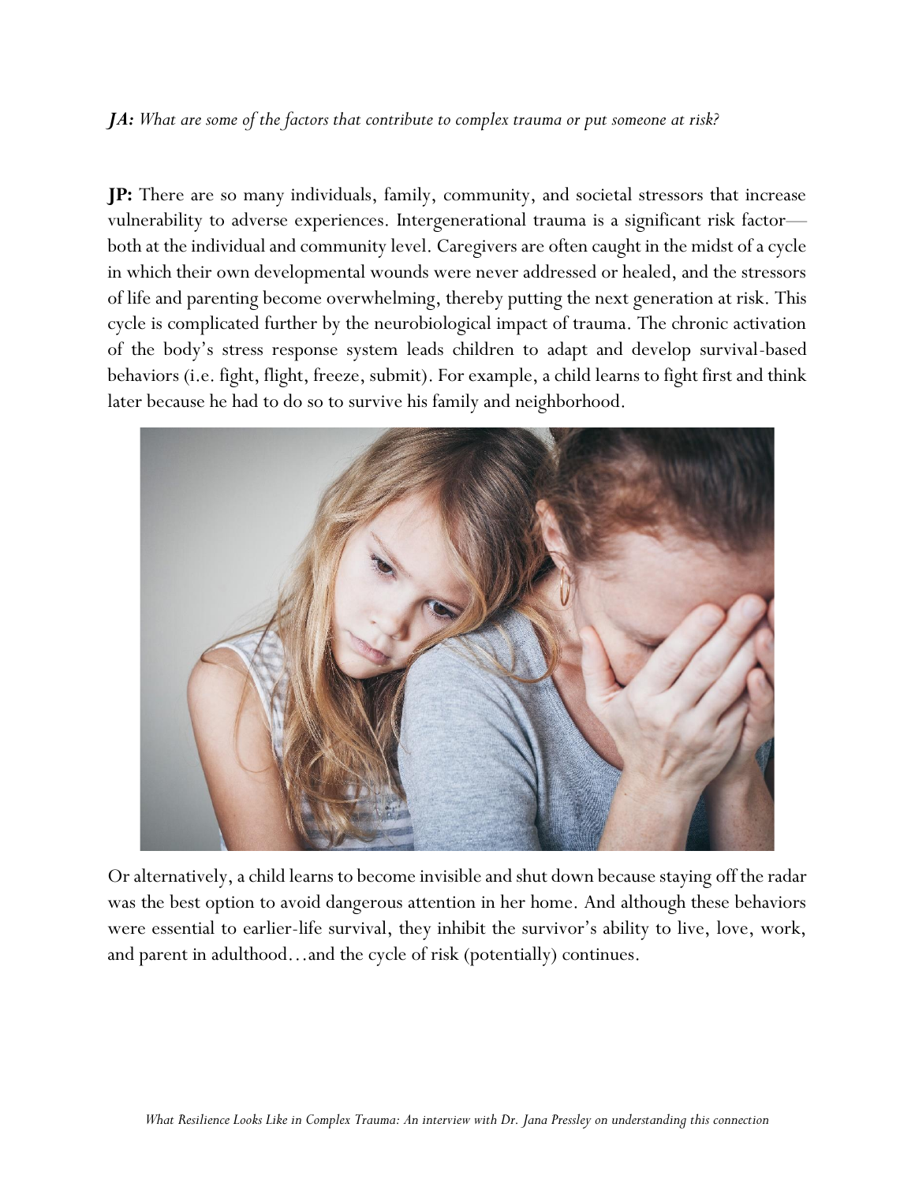***JA:*** *What are some of the factors that contribute to complex trauma or put someone at risk?*

**JP:** There are so many individuals, family, community, and societal stressors that increase vulnerability to adverse experiences. Intergenerational trauma is a significant risk factor—both at the individual and community level. Caregivers are often caught in the midst of a cycle in which their own developmental wounds were never addressed or healed, and the stressors of life and parenting become overwhelming, thereby putting the next generation at risk. This cycle is complicated further by the neurobiological impact of trauma. The chronic activation of the body's stress response system leads children to adapt and develop survival-based behaviors (i.e. fight, flight, freeze, submit). For example, a child learns to fight first and think later because he had to do so to survive his family and neighborhood.

Or alternatively, a child learns to become invisible and shut down because staying off the radar was the best option to avoid dangerous attention in her home. And although these behaviors were essential to earlier-life survival, they inhibit the survivor's ability to live, love, work, and parent in adulthood…and the cycle of risk (potentially) continues.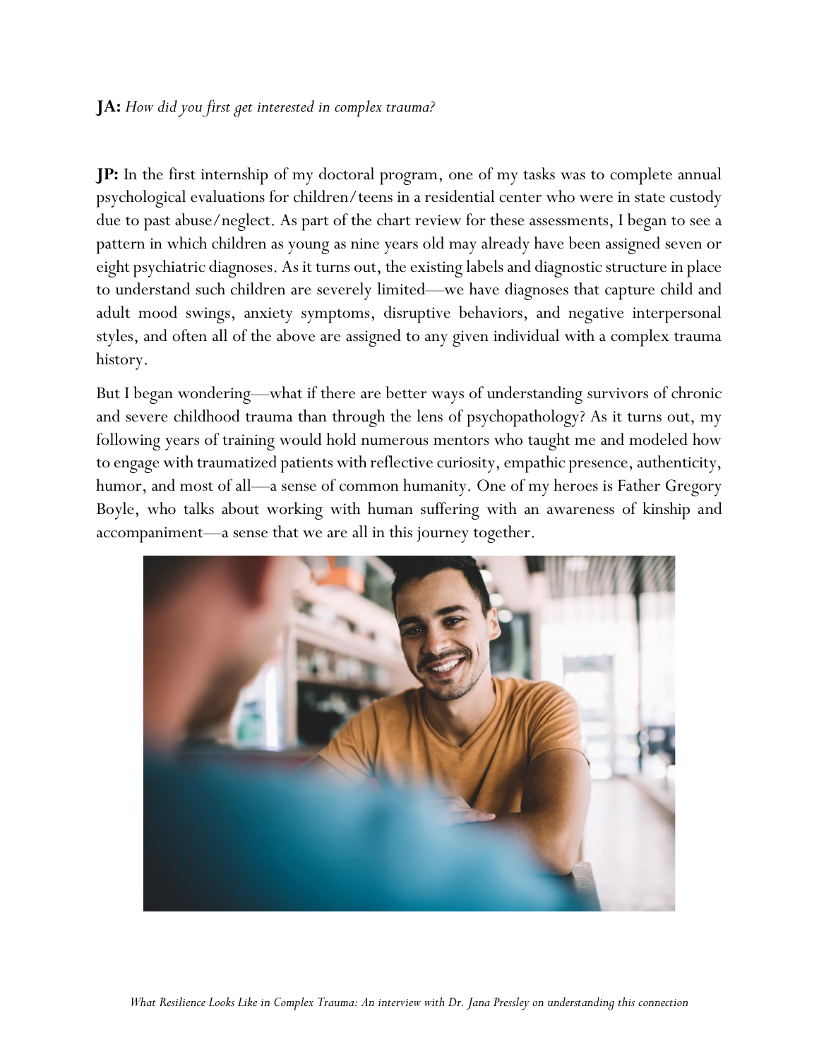**JA:** *How did you first get interested in complex trauma?*

**JP:** In the first internship of my doctoral program, one of my tasks was to complete annual psychological evaluations for children/teens in a residential center who were in state custody due to past abuse/neglect. As part of the chart review for these assessments, I began to see a pattern in which children as young as nine years old may already have been assigned seven or eight psychiatric diagnoses. As it turns out, the existing labels and diagnostic structure in place to understand such children are severely limited—we have diagnoses that capture child and adult mood swings, anxiety symptoms, disruptive behaviors, and negative interpersonal styles, and often all of the above are assigned to any given individual with a complex trauma history.

But I began wondering—what if there are better ways of understanding survivors of chronic and severe childhood trauma than through the lens of psychopathology? As it turns out, my following years of training would hold numerous mentors who taught me and modeled how to engage with traumatized patients with reflective curiosity, empathic presence, authenticity, humor, and most of all—a sense of common humanity. One of my heroes is Father Gregory Boyle, who talks about working with human suffering with an awareness of kinship and accompaniment—a sense that we are all in this journey together.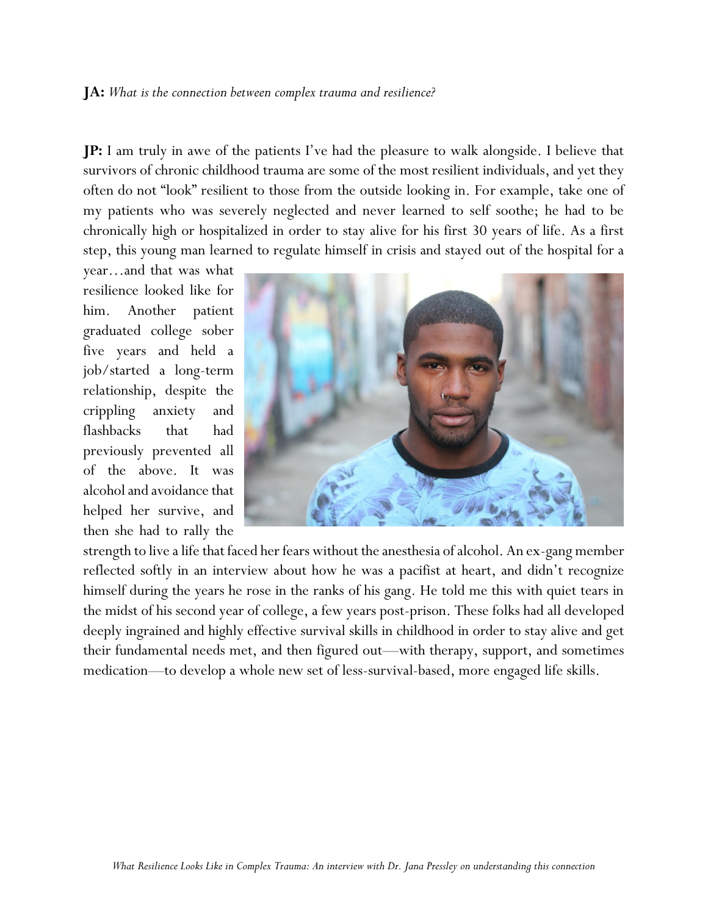**JA:** *What is the connection between complex trauma and resilience?*

**JP:** I am truly in awe of the patients I've had the pleasure to walk alongside. I believe that survivors of chronic childhood trauma are some of the most resilient individuals, and yet they often do not "look" resilient to those from the outside looking in. For example, take one of my patients who was severely neglected and never learned to self soothe; he had to be chronically high or hospitalized in order to stay alive for his first 30 years of life. As a first step, this young man learned to regulate himself in crisis and stayed out of the hospital for a year…and that was what resilience looked like for him. Another patient graduated college sober five years and held a job/started a long-term relationship, despite the crippling anxiety and flashbacks that had previously prevented all of the above. It was alcohol and avoidance that helped her survive, and then she had to rally the strength to live a life that faced her fears without the anesthesia of alcohol. An ex-gang member reflected softly in an interview about how he was a pacifist at heart, and didn't recognize himself during the years he rose in the ranks of his gang. He told me this with quiet tears in the midst of his second year of college, a few years post-prison. These folks had all developed deeply ingrained and highly effective survival skills in childhood in order to stay alive and get their fundamental needs met, and then figured out—with therapy, support, and sometimes medication—to develop a whole new set of less-survival-based, more engaged life skills.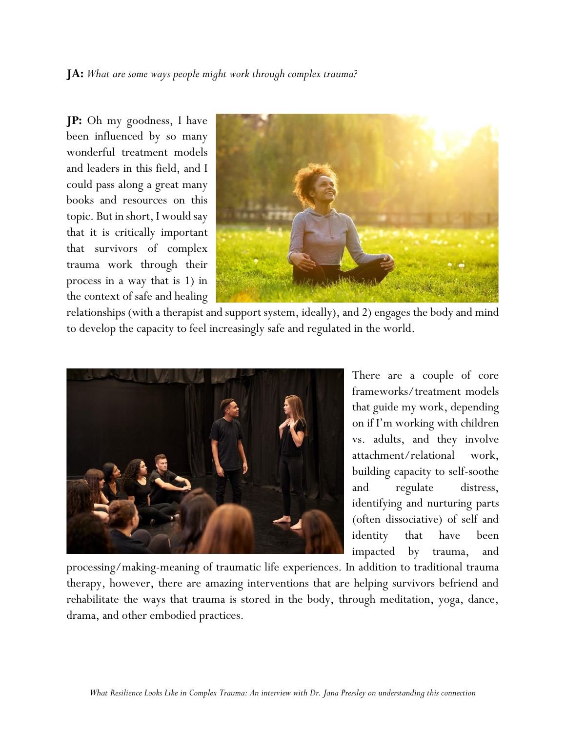**JA:** *What are some ways people might work through complex trauma?*

**JP:** Oh my goodness, I have been influenced by so many wonderful treatment models and leaders in this field, and I could pass along a great many books and resources on this topic. But in short, I would say that it is critically important that survivors of complex trauma work through their process in a way that is 1) in the context of safe and healing relationships (with a therapist and support system, ideally), and 2) engages the body and mind to develop the capacity to feel increasingly safe and regulated in the world.

There are a couple of core frameworks/treatment models that guide my work, depending on if I'm working with children vs. adults, and they involve attachment/relational work, building capacity to self-soothe and regulate distress, identifying and nurturing parts (often dissociative) of self and identity that have been impacted by trauma, and processing/making-meaning of traumatic life experiences. In addition to traditional trauma therapy, however, there are amazing interventions that are helping survivors befriend and rehabilitate the ways that trauma is stored in the body, through meditation, yoga, dance, drama, and other embodied practices.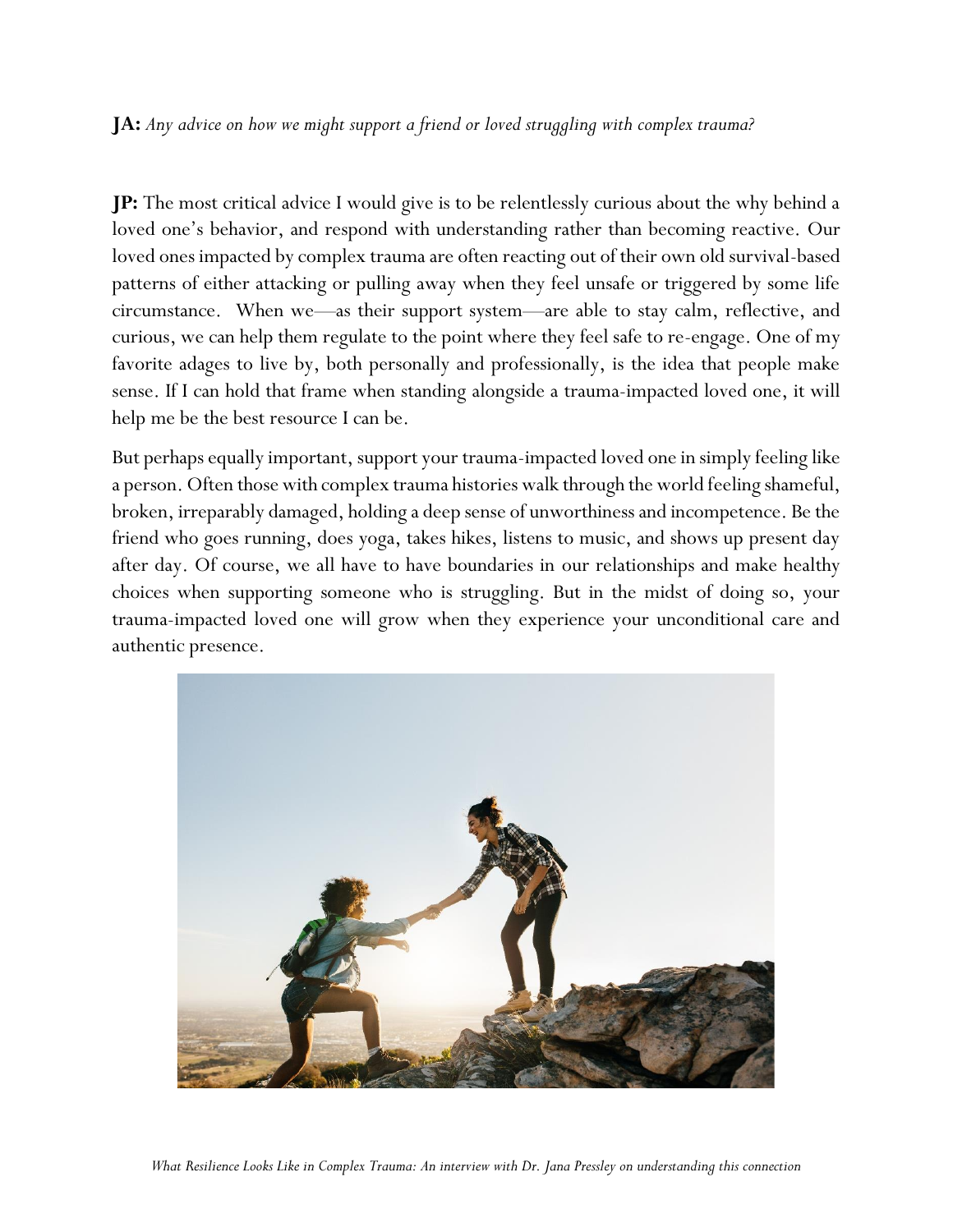**JA:** *Any advice on how we might support a friend or loved struggling with complex trauma?*

**JP:** The most critical advice I would give is to be relentlessly curious about the why behind a loved one's behavior, and respond with understanding rather than becoming reactive. Our loved ones impacted by complex trauma are often reacting out of their own old survival-based patterns of either attacking or pulling away when they feel unsafe or triggered by some life circumstance. When we—as their support system—are able to stay calm, reflective, and curious, we can help them regulate to the point where they feel safe to re-engage. One of my favorite adages to live by, both personally and professionally, is the idea that people make sense. If I can hold that frame when standing alongside a trauma-impacted loved one, it will help me be the best resource I can be.

But perhaps equally important, support your trauma-impacted loved one in simply feeling like a person. Often those with complex trauma histories walk through the world feeling shameful, broken, irreparably damaged, holding a deep sense of unworthiness and incompetence. Be the friend who goes running, does yoga, takes hikes, listens to music, and shows up present day after day. Of course, we all have to have boundaries in our relationships and make healthy choices when supporting someone who is struggling. But in the midst of doing so, your trauma-impacted loved one will grow when they experience your unconditional care and authentic presence.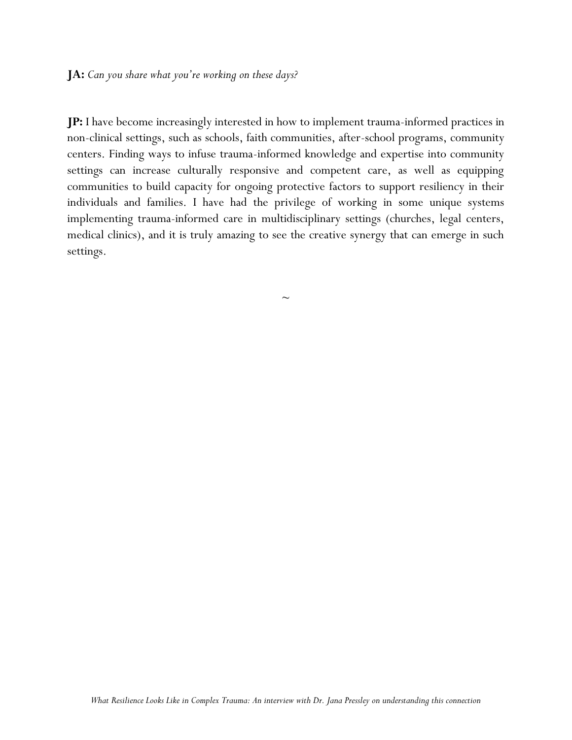**JA:** *Can you share what you're working on these days?*

**JP:** I have become increasingly interested in how to implement trauma-informed practices in non-clinical settings, such as schools, faith communities, after-school programs, community centers. Finding ways to infuse trauma-informed knowledge and expertise into community settings can increase culturally responsive and competent care, as well as equipping communities to build capacity for ongoing protective factors to support resiliency in their individuals and families. I have had the privilege of working in some unique systems implementing trauma-informed care in multidisciplinary settings (churches, legal centers, medical clinics), and it is truly amazing to see the creative synergy that can emerge in such settings.

~